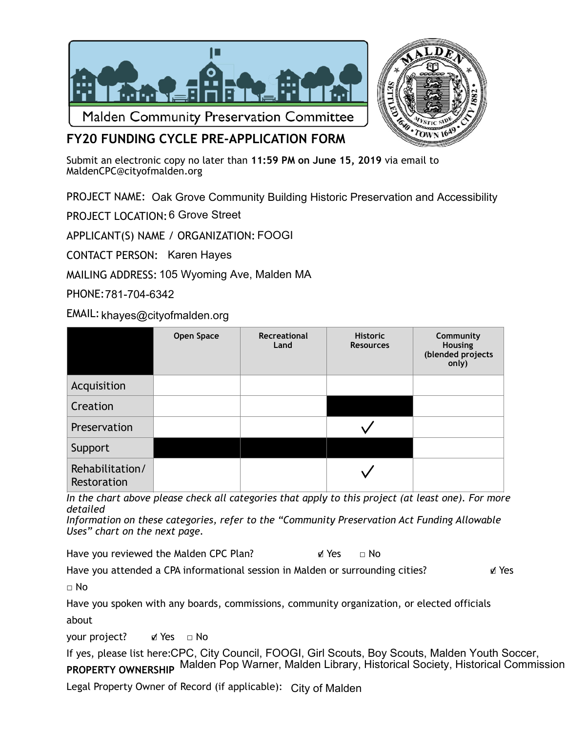Malden Community Preservation Committee

## FY20 FUNDING CYCLE PRE-APPLICATION FORM

Submit an electronic copy no later than **11:59 PM on June 15, 2019** via email to MaldenCPC@cityofmalden.org

PROJECT NAME: Oak Grove Community Building Historic Preservation and Accessibility

PROJECT LOCATION: 6 Grove Street

APPLICANT(S) NAME / ORGANIZATION: FOOGI

CONTACT PERSON: Karen Hayes

MAILING ADDRESS: 105 Wyoming Ave, Malden MA

PHONE: 781-704-6342

EMAIL: khayes@cityofmalden.org

| | Open Space | Recreational Land | Historic Resources | Community Housing (blended projects only) |
|---|---|---|---|---|
| Acquisition | | | | |
| Creation | | | ■ | |
| Preservation | | | ✓ | |
| Support | ■ | ■ | ■ | |
| Rehabilitation/ Restoration | | | ✓ | |

*In the chart above please check all categories that apply to this project (at least one). For more detailed Information on these categories, refer to the "Community Preservation Act Funding Allowable Uses" chart on the next page.*

Have you reviewed the Malden CPC Plan? ☑ Yes ☐ No

Have you attended a CPA informational session in Malden or surrounding cities? ☑ Yes ☐ No

Have you spoken with any boards, commissions, community organization, or elected officials about your project? ☑ Yes ☐ No

If yes, please list here: CPC, City Council, FOOGI, Girl Scouts, Boy Scouts, Malden Youth Soccer, Malden Pop Warner, Malden Library, Historical Society, Historical Commission

**PROPERTY OWNERSHIP**

Legal Property Owner of Record (if applicable): City of Malden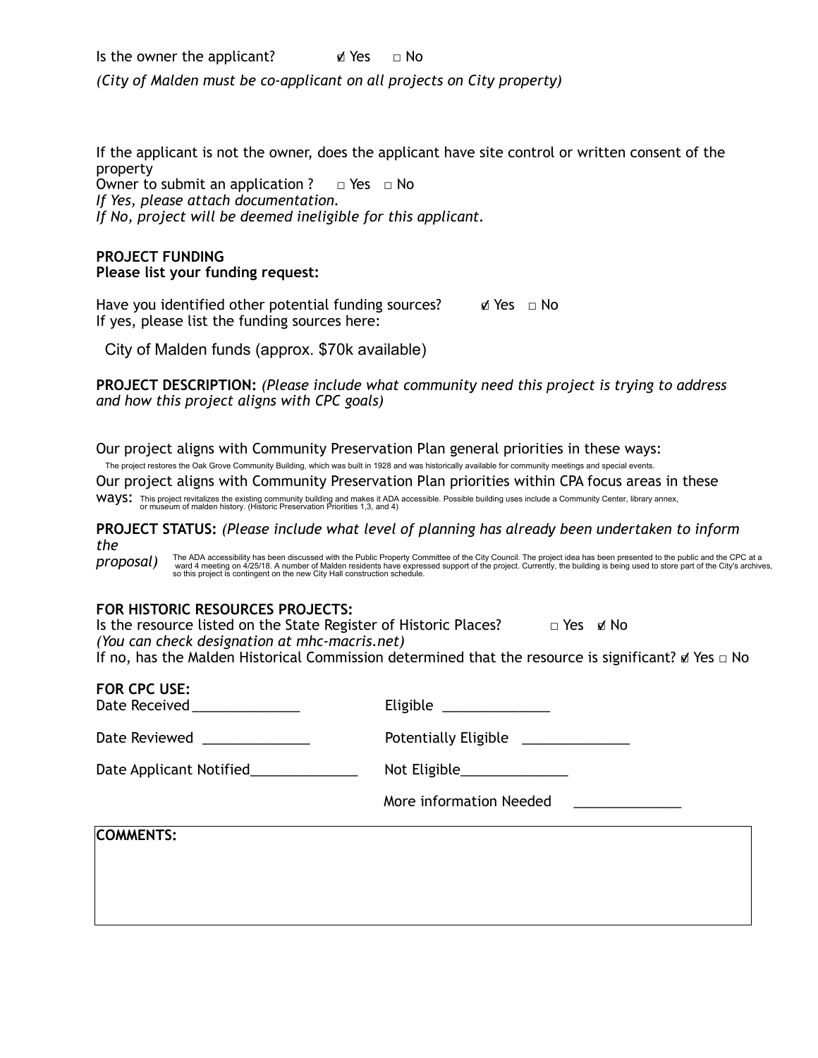Is the owner the applicant? ☑ Yes □ No

*(City of Malden must be co-applicant on all projects on City property)*

If the applicant is not the owner, does the applicant have site control or written consent of the property
Owner to submit an application ? □ Yes □ No
*If Yes, please attach documentation.*
*If No, project will be deemed ineligible for this applicant.*

**PROJECT FUNDING**
**Please list your funding request:**

Have you identified other potential funding sources? ☑ Yes □ No
If yes, please list the funding sources here:

City of Malden funds (approx. $70k available)

**PROJECT DESCRIPTION:** *(Please include what community need this project is trying to address and how this project aligns with CPC goals)*

Our project aligns with Community Preservation Plan general priorities in these ways:

The project restores the Oak Grove Community Building, which was built in 1928 and was historically available for community meetings and special events.

Our project aligns with Community Preservation Plan priorities within CPA focus areas in these ways:

This project revitalizes the existing community building and makes it ADA accessible. Possible building uses include a Community Center, library annex, or museum of malden history. (Historic Preservation Priorities 1,3, and 4)

**PROJECT STATUS:** *(Please include what level of planning has already been undertaken to inform the proposal)*

The ADA accessibility has been discussed with the Public Property Committee of the City Council. The project idea has been presented to the public and the CPC at a ward 4 meeting on 4/25/18. A number of Malden residents have expressed support of the project. Currently, the building is being used to store part of the City's archives, so this project is contingent on the new City Hall construction schedule.

**FOR HISTORIC RESOURCES PROJECTS:**
Is the resource listed on the State Register of Historic Places? □ Yes ☑ No
*(You can check designation at mhc-macris.net)*
If no, has the Malden Historical Commission determined that the resource is significant? ☑ Yes □ No

**FOR CPC USE:**

| | |
|---|---|
| Date Received______________ | Eligible ______________ |
| Date Reviewed ______________ | Potentially Eligible ______________ |
| Date Applicant Notified______________ | Not Eligible______________ |
| | More information Needed ______________ |

**COMMENTS:**